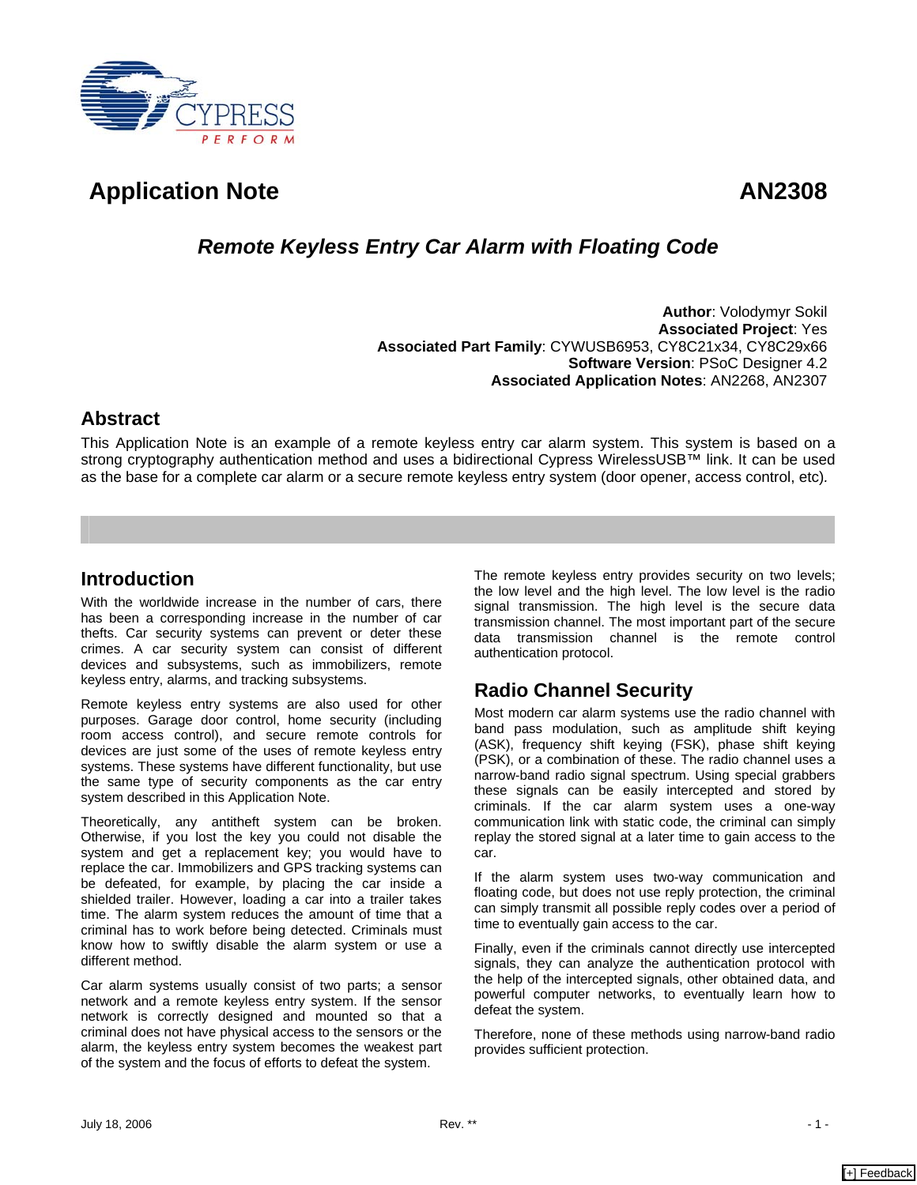# Application Note AN2308

## *Remote Keyless Entry Car Alarm with Floating Code*

**Author**: Volodymyr Sokil
**Associated Project**: Yes
**Associated Part Family**: CYWUSB6953, CY8C21x34, CY8C29x66
**Software Version**: PSoC Designer 4.2
**Associated Application Notes**: AN2268, AN2307

## Abstract

This Application Note is an example of a remote keyless entry car alarm system. This system is based on a strong cryptography authentication method and uses a bidirectional Cypress WirelessUSB™ link. It can be used as the base for a complete car alarm or a secure remote keyless entry system (door opener, access control, etc).

## Introduction

With the worldwide increase in the number of cars, there has been a corresponding increase in the number of car thefts. Car security systems can prevent or deter these crimes. A car security system can consist of different devices and subsystems, such as immobilizers, remote keyless entry, alarms, and tracking subsystems.

Remote keyless entry systems are also used for other purposes. Garage door control, home security (including room access control), and secure remote controls for devices are just some of the uses of remote keyless entry systems. These systems have different functionality, but use the same type of security components as the car entry system described in this Application Note.

Theoretically, any antitheft system can be broken. Otherwise, if you lost the key you could not disable the system and get a replacement key; you would have to replace the car. Immobilizers and GPS tracking systems can be defeated, for example, by placing the car inside a shielded trailer. However, loading a car into a trailer takes time. The alarm system reduces the amount of time that a criminal has to work before being detected. Criminals must know how to swiftly disable the alarm system or use a different method.

Car alarm systems usually consist of two parts; a sensor network and a remote keyless entry system. If the sensor network is correctly designed and mounted so that a criminal does not have physical access to the sensors or the alarm, the keyless entry system becomes the weakest part of the system and the focus of efforts to defeat the system.

The remote keyless entry provides security on two levels; the low level and the high level. The low level is the radio signal transmission. The high level is the secure data transmission channel. The most important part of the secure data transmission channel is the remote control authentication protocol.

## Radio Channel Security

Most modern car alarm systems use the radio channel with band pass modulation, such as amplitude shift keying (ASK), frequency shift keying (FSK), phase shift keying (PSK), or a combination of these. The radio channel uses a narrow-band radio signal spectrum. Using special grabbers these signals can be easily intercepted and stored by criminals. If the car alarm system uses a one-way communication link with static code, the criminal can simply replay the stored signal at a later time to gain access to the car.

If the alarm system uses two-way communication and floating code, but does not use reply protection, the criminal can simply transmit all possible reply codes over a period of time to eventually gain access to the car.

Finally, even if the criminals cannot directly use intercepted signals, they can analyze the authentication protocol with the help of the intercepted signals, other obtained data, and powerful computer networks, to eventually learn how to defeat the system.

Therefore, none of these methods using narrow-band radio provides sufficient protection.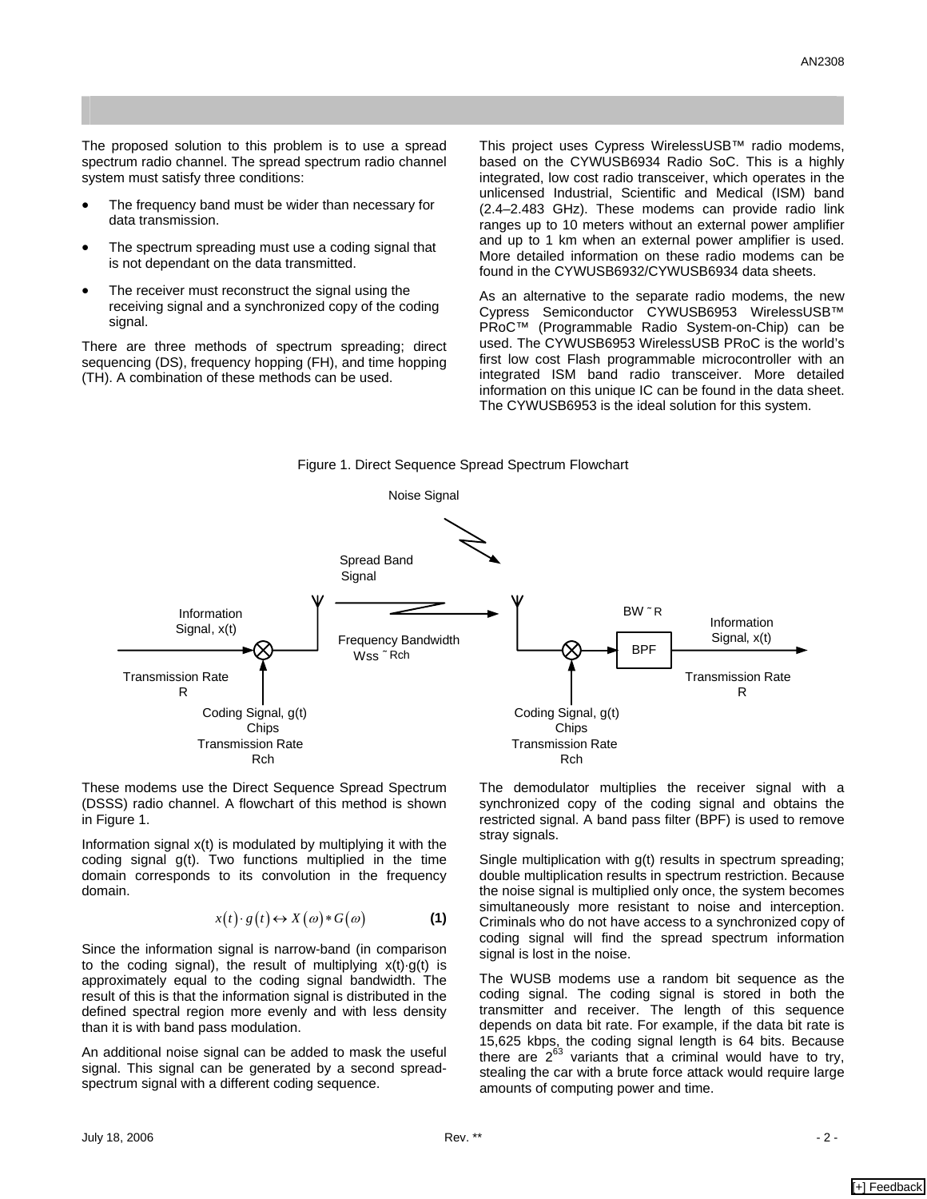The proposed solution to this problem is to use a spread spectrum radio channel. The spread spectrum radio channel system must satisfy three conditions:

- The frequency band must be wider than necessary for data transmission.
- The spectrum spreading must use a coding signal that is not dependant on the data transmitted.
- The receiver must reconstruct the signal using the receiving signal and a synchronized copy of the coding signal.

There are three methods of spectrum spreading; direct sequencing (DS), frequency hopping (FH), and time hopping (TH). A combination of these methods can be used.

This project uses Cypress WirelessUSB™ radio modems, based on the CYWUSB6934 Radio SoC. This is a highly integrated, low cost radio transceiver, which operates in the unlicensed Industrial, Scientific and Medical (ISM) band (2.4–2.483 GHz). These modems can provide radio link ranges up to 10 meters without an external power amplifier and up to 1 km when an external power amplifier is used. More detailed information on these radio modems can be found in the CYWUSB6932/CYWUSB6934 data sheets.

As an alternative to the separate radio modems, the new Cypress Semiconductor CYWUSB6953 WirelessUSB™ PRoC™ (Programmable Radio System-on-Chip) can be used. The CYWUSB6953 WirelessUSB PRoC is the world's first low cost Flash programmable microcontroller with an integrated ISM band radio transceiver. More detailed information on this unique IC can be found in the data sheet. The CYWUSB6953 is the ideal solution for this system.

Figure 1. Direct Sequence Spread Spectrum Flowchart

Noise Signal

Spread Band Signal

Information Signal, x(t)

Transmission Rate R

Frequency Bandwidth Wss ˜ Rch

Coding Signal, g(t) Chips Transmission Rate Rch

BW ˜ R

BPF

Information Signal, x(t)

Transmission Rate R

Coding Signal, g(t) Chips Transmission Rate Rch

These modems use the Direct Sequence Spread Spectrum (DSSS) radio channel. A flowchart of this method is shown in Figure 1.

Information signal x(t) is modulated by multiplying it with the coding signal g(t). Two functions multiplied in the time domain corresponds to its convolution in the frequency domain.

$$x(t) \cdot g(t) \leftrightarrow X(\omega) * G(\omega) \qquad \textbf{(1)}$$

Since the information signal is narrow-band (in comparison to the coding signal), the result of multiplying x(t)·g(t) is approximately equal to the coding signal bandwidth. The result of this is that the information signal is distributed in the defined spectral region more evenly and with less density than it is with band pass modulation.

An additional noise signal can be added to mask the useful signal. This signal can be generated by a second spread-spectrum signal with a different coding sequence.

The demodulator multiplies the receiver signal with a synchronized copy of the coding signal and obtains the restricted signal. A band pass filter (BPF) is used to remove stray signals.

Single multiplication with g(t) results in spectrum spreading; double multiplication results in spectrum restriction. Because the noise signal is multiplied only once, the system becomes simultaneously more resistant to noise and interception. Criminals who do not have access to a synchronized copy of coding signal will find the spread spectrum information signal is lost in the noise.

The WUSB modems use a random bit sequence as the coding signal. The coding signal is stored in both the transmitter and receiver. The length of this sequence depends on data bit rate. For example, if the data bit rate is 15,625 kbps, the coding signal length is 64 bits. Because there are $2^{63}$ variants that a criminal would have to try, stealing the car with a brute force attack would require large amounts of computing power and time.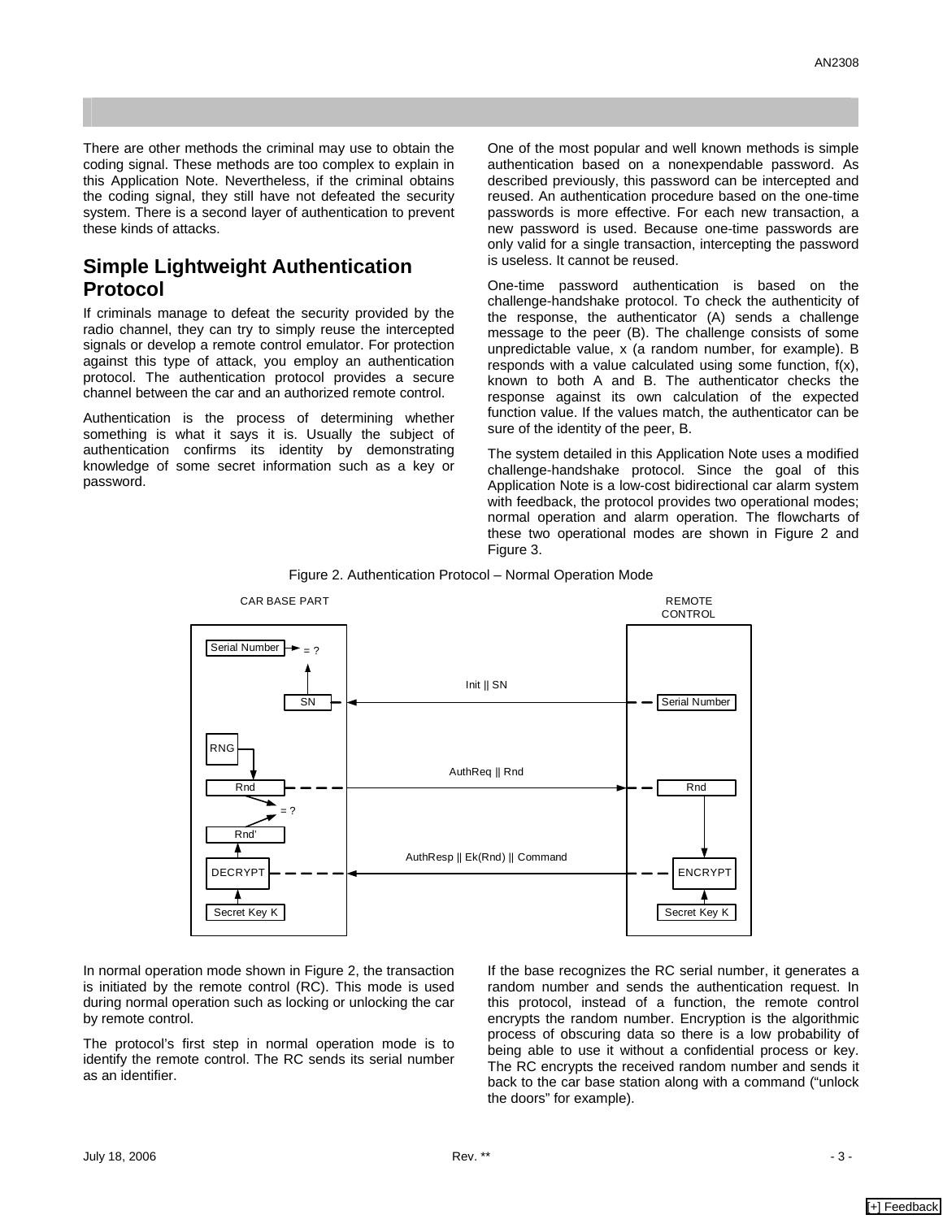There are other methods the criminal may use to obtain the coding signal. These methods are too complex to explain in this Application Note. Nevertheless, if the criminal obtains the coding signal, they still have not defeated the security system. There is a second layer of authentication to prevent these kinds of attacks.

## Simple Lightweight Authentication Protocol

If criminals manage to defeat the security provided by the radio channel, they can try to simply reuse the intercepted signals or develop a remote control emulator. For protection against this type of attack, you employ an authentication protocol. The authentication protocol provides a secure channel between the car and an authorized remote control.

Authentication is the process of determining whether something is what it says it is. Usually the subject of authentication confirms its identity by demonstrating knowledge of some secret information such as a key or password.

One of the most popular and well known methods is simple authentication based on a nonexpendable password. As described previously, this password can be intercepted and reused. An authentication procedure based on the one-time passwords is more effective. For each new transaction, a new password is used. Because one-time passwords are only valid for a single transaction, intercepting the password is useless. It cannot be reused.

One-time password authentication is based on the challenge-handshake protocol. To check the authenticity of the response, the authenticator (A) sends a challenge message to the peer (B). The challenge consists of some unpredictable value, x (a random number, for example). B responds with a value calculated using some function, f(x), known to both A and B. The authenticator checks the response against its own calculation of the expected function value. If the values match, the authenticator can be sure of the identity of the peer, B.

The system detailed in this Application Note uses a modified challenge-handshake protocol. Since the goal of this Application Note is a low-cost bidirectional car alarm system with feedback, the protocol provides two operational modes; normal operation and alarm operation. The flowcharts of these two operational modes are shown in Figure 2 and Figure 3.

Figure 2. Authentication Protocol – Normal Operation Mode

In normal operation mode shown in Figure 2, the transaction is initiated by the remote control (RC). This mode is used during normal operation such as locking or unlocking the car by remote control.

The protocol's first step in normal operation mode is to identify the remote control. The RC sends its serial number as an identifier.

If the base recognizes the RC serial number, it generates a random number and sends the authentication request. In this protocol, instead of a function, the remote control encrypts the random number. Encryption is the algorithmic process of obscuring data so there is a low probability of being able to use it without a confidential process or key. The RC encrypts the received random number and sends it back to the car base station along with a command ("unlock the doors" for example).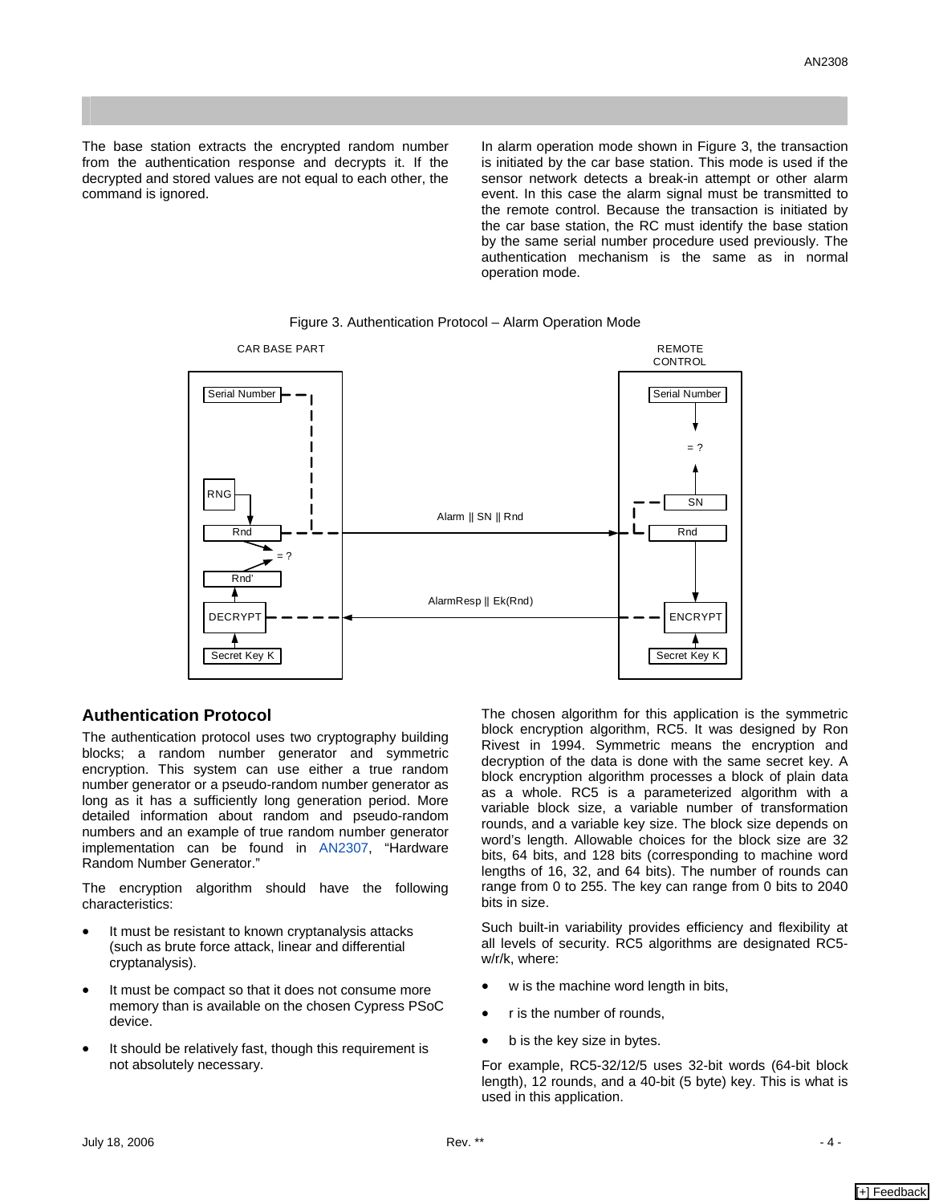The base station extracts the encrypted random number from the authentication response and decrypts it. If the decrypted and stored values are not equal to each other, the command is ignored.

In alarm operation mode shown in Figure 3, the transaction is initiated by the car base station. This mode is used if the sensor network detects a break-in attempt or other alarm event. In this case the alarm signal must be transmitted to the remote control. Because the transaction is initiated by the car base station, the RC must identify the base station by the same serial number procedure used previously. The authentication mechanism is the same as in normal operation mode.

Figure 3. Authentication Protocol – Alarm Operation Mode

## Authentication Protocol

The authentication protocol uses two cryptography building blocks; a random number generator and symmetric encryption. This system can use either a true random number generator or a pseudo-random number generator as long as it has a sufficiently long generation period. More detailed information about random and pseudo-random numbers and an example of true random number generator implementation can be found in AN2307, "Hardware Random Number Generator."

The encryption algorithm should have the following characteristics:

- It must be resistant to known cryptanalysis attacks (such as brute force attack, linear and differential cryptanalysis).
- It must be compact so that it does not consume more memory than is available on the chosen Cypress PSoC device.
- It should be relatively fast, though this requirement is not absolutely necessary.

The chosen algorithm for this application is the symmetric block encryption algorithm, RC5. It was designed by Ron Rivest in 1994. Symmetric means the encryption and decryption of the data is done with the same secret key. A block encryption algorithm processes a block of plain data as a whole. RC5 is a parameterized algorithm with a variable block size, a variable number of transformation rounds, and a variable key size. The block size depends on word's length. Allowable choices for the block size are 32 bits, 64 bits, and 128 bits (corresponding to machine word lengths of 16, 32, and 64 bits). The number of rounds can range from 0 to 255. The key can range from 0 bits to 2040 bits in size.

Such built-in variability provides efficiency and flexibility at all levels of security. RC5 algorithms are designated RC5-w/r/k, where:

- w is the machine word length in bits,
- r is the number of rounds,
- b is the key size in bytes.

For example, RC5-32/12/5 uses 32-bit words (64-bit block length), 12 rounds, and a 40-bit (5 byte) key. This is what is used in this application.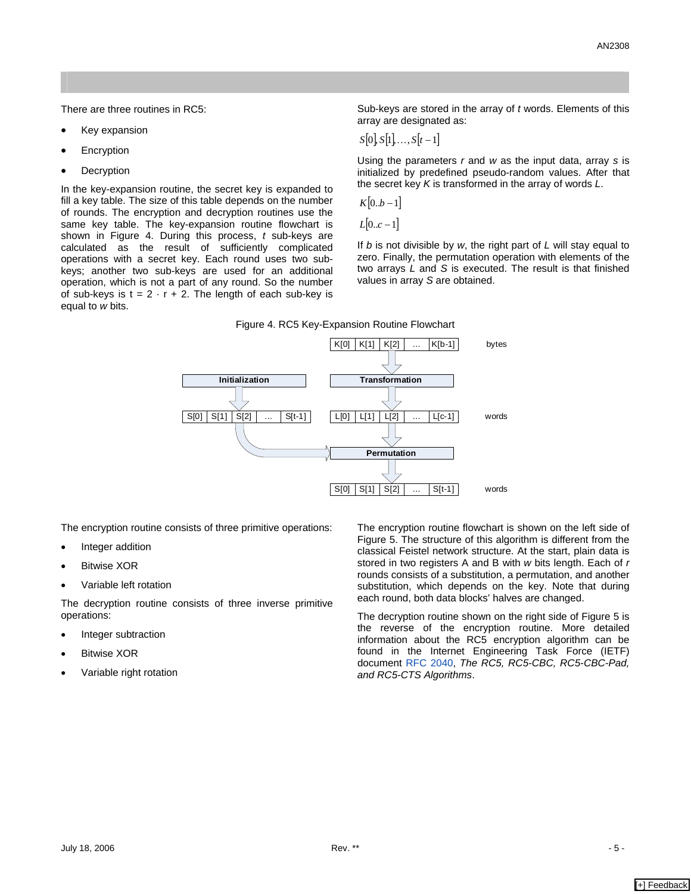There are three routines in RC5:

- Key expansion
- Encryption
- Decryption

In the key-expansion routine, the secret key is expanded to fill a key table. The size of this table depends on the number of rounds. The encryption and decryption routines use the same key table. The key-expansion routine flowchart is shown in Figure 4. During this process, *t* sub-keys are calculated as the result of sufficiently complicated operations with a secret key. Each round uses two sub-keys; another two sub-keys are used for an additional operation, which is not a part of any round. So the number of sub-keys is $t = 2 \cdot r + 2$. The length of each sub-key is equal to *w* bits.

Sub-keys are stored in the array of *t* words. Elements of this array are designated as:

$$S[0], S[1], \ldots, S[t-1]$$

Using the parameters *r* and *w* as the input data, array *s* is initialized by predefined pseudo-random values. After that the secret key *K* is transformed in the array of words *L*.

$$K[0..b-1]$$

$$L[0..c-1]$$

If *b* is not divisible by *w*, the right part of *L* will stay equal to zero. Finally, the permutation operation with elements of the two arrays *L* and *S* is executed. The result is that finished values in array *S* are obtained.

Figure 4. RC5 Key-Expansion Routine Flowchart

The encryption routine consists of three primitive operations:

- Integer addition
- Bitwise XOR
- Variable left rotation

The decryption routine consists of three inverse primitive operations:

- Integer subtraction
- Bitwise XOR
- Variable right rotation

The encryption routine flowchart is shown on the left side of Figure 5. The structure of this algorithm is different from the classical Feistel network structure. At the start, plain data is stored in two registers A and B with *w* bits length. Each of *r* rounds consists of a substitution, a permutation, and another substitution, which depends on the key. Note that during each round, both data blocks' halves are changed.

The decryption routine shown on the right side of Figure 5 is the reverse of the encryption routine. More detailed information about the RC5 encryption algorithm can be found in the Internet Engineering Task Force (IETF) document RFC 2040, *The RC5, RC5-CBC, RC5-CBC-Pad, and RC5-CTS Algorithms*.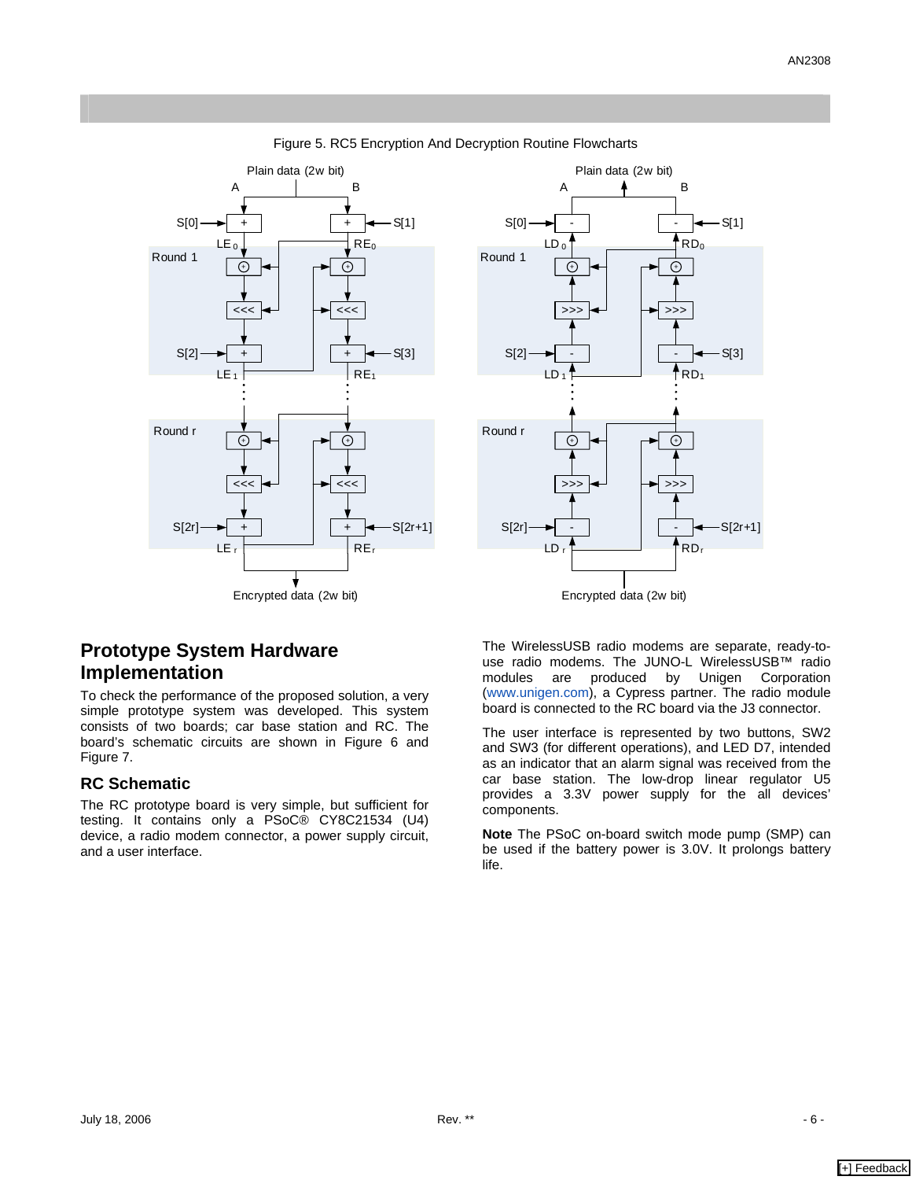Figure 5. RC5 Encryption And Decryption Routine Flowcharts

## Prototype System Hardware Implementation

To check the performance of the proposed solution, a very simple prototype system was developed. This system consists of two boards; car base station and RC. The board's schematic circuits are shown in Figure 6 and Figure 7.

### RC Schematic

The RC prototype board is very simple, but sufficient for testing. It contains only a PSoC® CY8C21534 (U4) device, a radio modem connector, a power supply circuit, and a user interface.

The WirelessUSB radio modems are separate, ready-to-use radio modems. The JUNO-L WirelessUSB™ radio modules are produced by Unigen Corporation (www.unigen.com), a Cypress partner. The radio module board is connected to the RC board via the J3 connector.

The user interface is represented by two buttons, SW2 and SW3 (for different operations), and LED D7, intended as an indicator that an alarm signal was received from the car base station. The low-drop linear regulator U5 provides a 3.3V power supply for the all devices' components.

**Note** The PSoC on-board switch mode pump (SMP) can be used if the battery power is 3.0V. It prolongs battery life.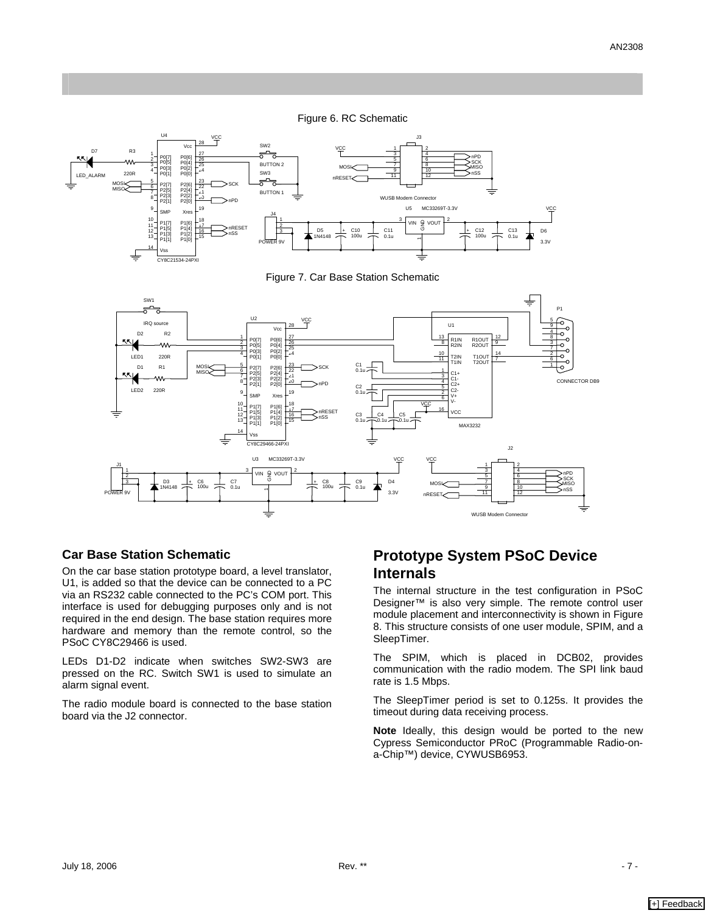Figure 6. RC Schematic

Figure 7. Car Base Station Schematic

## Car Base Station Schematic

On the car base station prototype board, a level translator, U1, is added so that the device can be connected to a PC via an RS232 cable connected to the PC's COM port. This interface is used for debugging purposes only and is not required in the end design. The base station requires more hardware and memory than the remote control, so the PSoC CY8C29466 is used.

LEDs D1-D2 indicate when switches SW2-SW3 are pressed on the RC. Switch SW1 is used to simulate an alarm signal event.

The radio module board is connected to the base station board via the J2 connector.

## Prototype System PSoC Device Internals

The internal structure in the test configuration in PSoC Designer™ is also very simple. The remote control user module placement and interconnectivity is shown in Figure 8. This structure consists of one user module, SPIM, and a SleepTimer.

The SPIM, which is placed in DCB02, provides communication with the radio modem. The SPI link baud rate is 1.5 Mbps.

The SleepTimer period is set to 0.125s. It provides the timeout during data receiving process.

**Note** Ideally, this design would be ported to the new Cypress Semiconductor PRoC (Programmable Radio-on-a-Chip™) device, CYWUSB6953.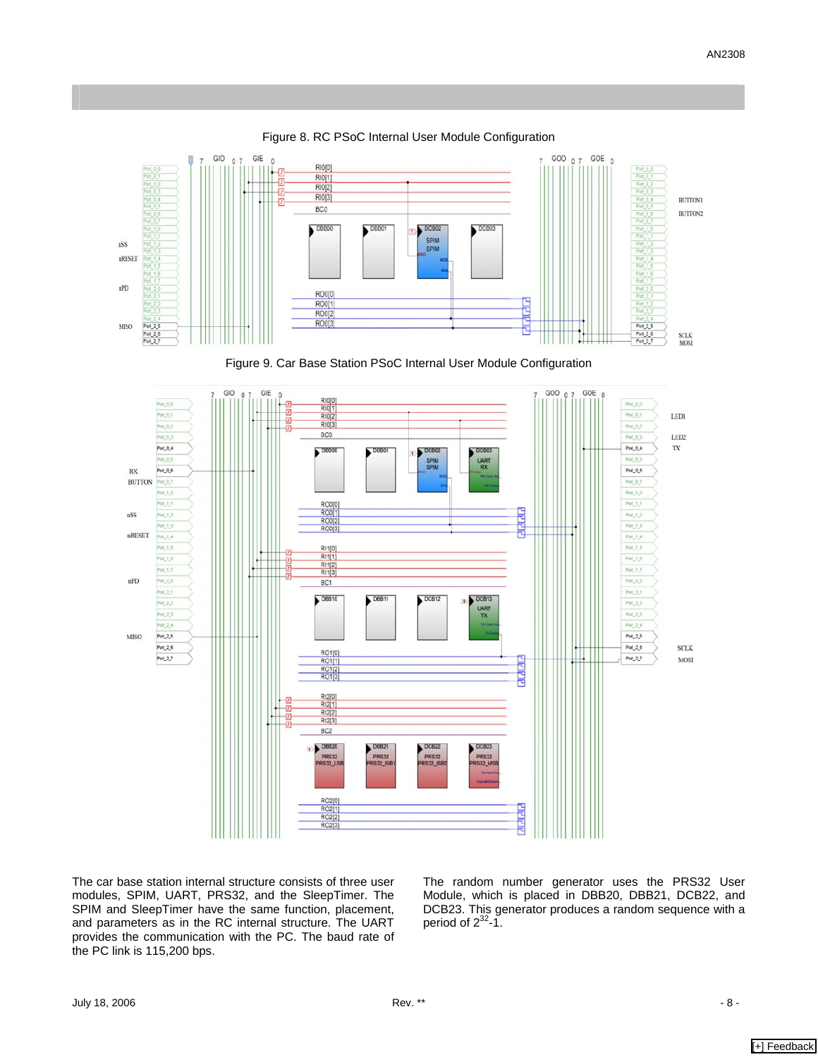Figure 8. RC PSoC Internal User Module Configuration

Figure 9. Car Base Station PSoC Internal User Module Configuration

The car base station internal structure consists of three user modules, SPIM, UART, PRS32, and the SleepTimer. The SPIM and SleepTimer have the same function, placement, and parameters as in the RC internal structure. The UART provides the communication with the PC. The baud rate of the PC link is 115,200 bps.

The random number generator uses the PRS32 User Module, which is placed in DBB20, DBB21, DCB22, and DCB23. This generator produces a random sequence with a period of $2^{32}$-1.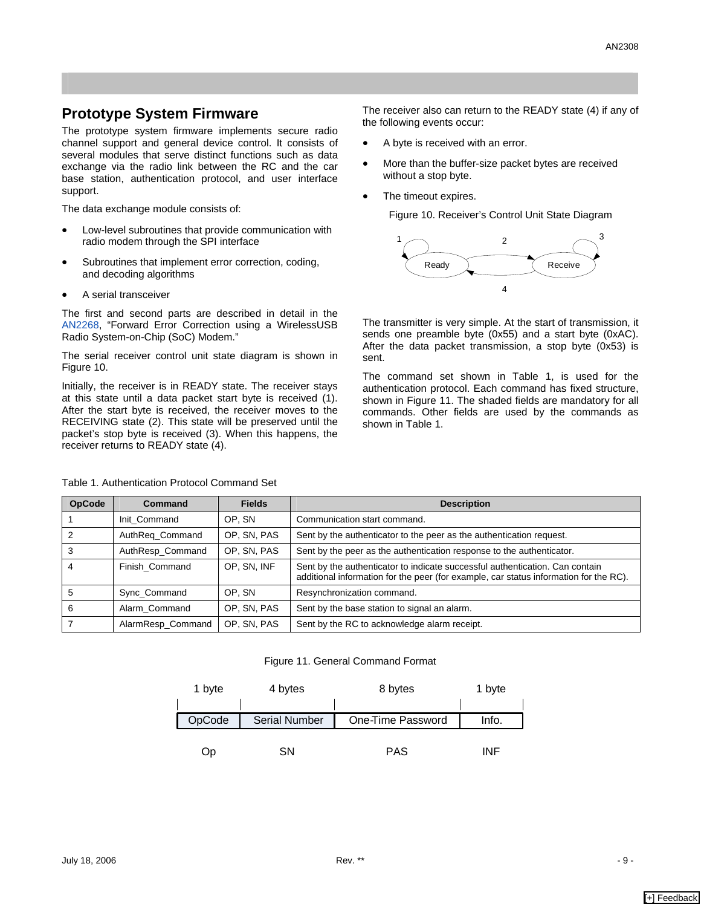## Prototype System Firmware

The prototype system firmware implements secure radio channel support and general device control. It consists of several modules that serve distinct functions such as data exchange via the radio link between the RC and the car base station, authentication protocol, and user interface support.

The data exchange module consists of:

- Low-level subroutines that provide communication with radio modem through the SPI interface
- Subroutines that implement error correction, coding, and decoding algorithms
- A serial transceiver

The first and second parts are described in detail in the AN2268, "Forward Error Correction using a WirelessUSB Radio System-on-Chip (SoC) Modem."

The serial receiver control unit state diagram is shown in Figure 10.

Initially, the receiver is in READY state. The receiver stays at this state until a data packet start byte is received (1). After the start byte is received, the receiver moves to the RECEIVING state (2). This state will be preserved until the packet's stop byte is received (3). When this happens, the receiver returns to READY state (4).

The receiver also can return to the READY state (4) if any of the following events occur:

- A byte is received with an error.
- More than the buffer-size packet bytes are received without a stop byte.
- The timeout expires.

Figure 10. Receiver's Control Unit State Diagram

The transmitter is very simple. At the start of transmission, it sends one preamble byte (0x55) and a start byte (0xAC). After the data packet transmission, a stop byte (0x53) is sent.

The command set shown in Table 1, is used for the authentication protocol. Each command has fixed structure, shown in Figure 11. The shaded fields are mandatory for all commands. Other fields are used by the commands as shown in Table 1.

Table 1. Authentication Protocol Command Set

| OpCode | Command | Fields | Description |
|---|---|---|---|
| 1 | Init_Command | OP, SN | Communication start command. |
| 2 | AuthReq_Command | OP, SN, PAS | Sent by the authenticator to the peer as the authentication request. |
| 3 | AuthResp_Command | OP, SN, PAS | Sent by the peer as the authentication response to the authenticator. |
| 4 | Finish_Command | OP, SN, INF | Sent by the authenticator to indicate successful authentication. Can contain additional information for the peer (for example, car status information for the RC). |
| 5 | Sync_Command | OP, SN | Resynchronization command. |
| 6 | Alarm_Command | OP, SN, PAS | Sent by the base station to signal an alarm. |
| 7 | AlarmResp_Command | OP, SN, PAS | Sent by the RC to acknowledge alarm receipt. |

Figure 11. General Command Format

| 1 byte | 4 bytes | 8 bytes | 1 byte |
|---|---|---|---|
| OpCode | Serial Number | One-Time Password | Info. |
| Op | SN | PAS | INF |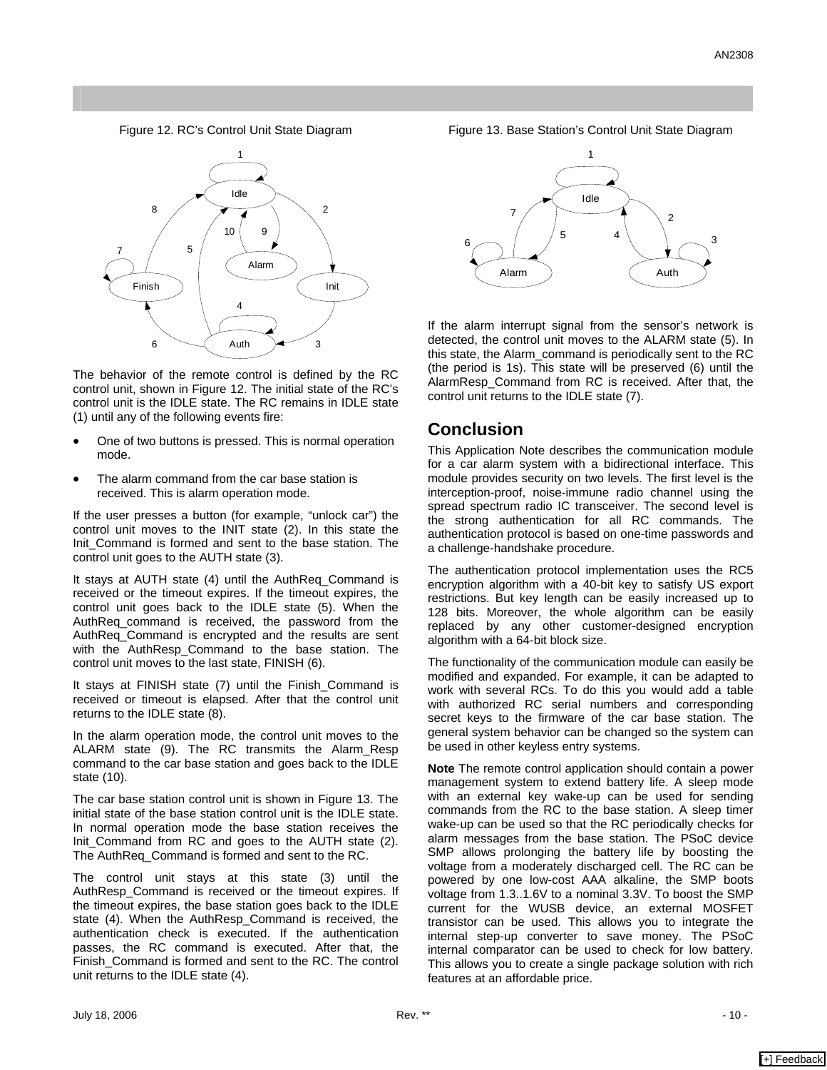Figure 12. RC's Control Unit State Diagram

Figure 13. Base Station's Control Unit State Diagram

The behavior of the remote control is defined by the RC control unit, shown in Figure 12. The initial state of the RC's control unit is the IDLE state. The RC remains in IDLE state (1) until any of the following events fire:

- One of two buttons is pressed. This is normal operation mode.
- The alarm command from the car base station is received. This is alarm operation mode.

If the user presses a button (for example, "unlock car") the control unit moves to the INIT state (2). In this state the Init_Command is formed and sent to the base station. The control unit goes to the AUTH state (3).

It stays at AUTH state (4) until the AuthReq_Command is received or the timeout expires. If the timeout expires, the control unit goes back to the IDLE state (5). When the AuthReq_command is received, the password from the AuthReq_Command is encrypted and the results are sent with the AuthResp_Command to the base station. The control unit moves to the last state, FINISH (6).

It stays at FINISH state (7) until the Finish_Command is received or timeout is elapsed. After that the control unit returns to the IDLE state (8).

In the alarm operation mode, the control unit moves to the ALARM state (9). The RC transmits the Alarm_Resp command to the car base station and goes back to the IDLE state (10).

The car base station control unit is shown in Figure 13. The initial state of the base station control unit is the IDLE state. In normal operation mode the base station receives the Init_Command from RC and goes to the AUTH state (2). The AuthReq_Command is formed and sent to the RC.

The control unit stays at this state (3) until the AuthResp_Command is received or the timeout expires. If the timeout expires, the base station goes back to the IDLE state (4). When the AuthResp_Command is received, the authentication check is executed. If the authentication passes, the RC command is executed. After that, the Finish_Command is formed and sent to the RC. The control unit returns to the IDLE state (4).

If the alarm interrupt signal from the sensor's network is detected, the control unit moves to the ALARM state (5). In this state, the Alarm_command is periodically sent to the RC (the period is 1s). This state will be preserved (6) until the AlarmResp_Command from RC is received. After that, the control unit returns to the IDLE state (7).

## Conclusion

This Application Note describes the communication module for a car alarm system with a bidirectional interface. This module provides security on two levels. The first level is the interception-proof, noise-immune radio channel using the spread spectrum radio IC transceiver. The second level is the strong authentication for all RC commands. The authentication protocol is based on one-time passwords and a challenge-handshake procedure.

The authentication protocol implementation uses the RC5 encryption algorithm with a 40-bit key to satisfy US export restrictions. But key length can be easily increased up to 128 bits. Moreover, the whole algorithm can be easily replaced by any other customer-designed encryption algorithm with a 64-bit block size.

The functionality of the communication module can easily be modified and expanded. For example, it can be adapted to work with several RCs. To do this you would add a table with authorized RC serial numbers and corresponding secret keys to the firmware of the car base station. The general system behavior can be changed so the system can be used in other keyless entry systems.

**Note** The remote control application should contain a power management system to extend battery life. A sleep mode with an external key wake-up can be used for sending commands from the RC to the base station. A sleep timer wake-up can be used so that the RC periodically checks for alarm messages from the base station. The PSoC device SMP allows prolonging the battery life by boosting the voltage from a moderately discharged cell. The RC can be powered by one low-cost AAA alkaline, the SMP boots voltage from 1.3..1.6V to a nominal 3.3V. To boost the SMP current for the WUSB device, an external MOSFET transistor can be used. This allows you to integrate the internal step-up converter to save money. The PSoC internal comparator can be used to check for low battery. This allows you to create a single package solution with rich features at an affordable price.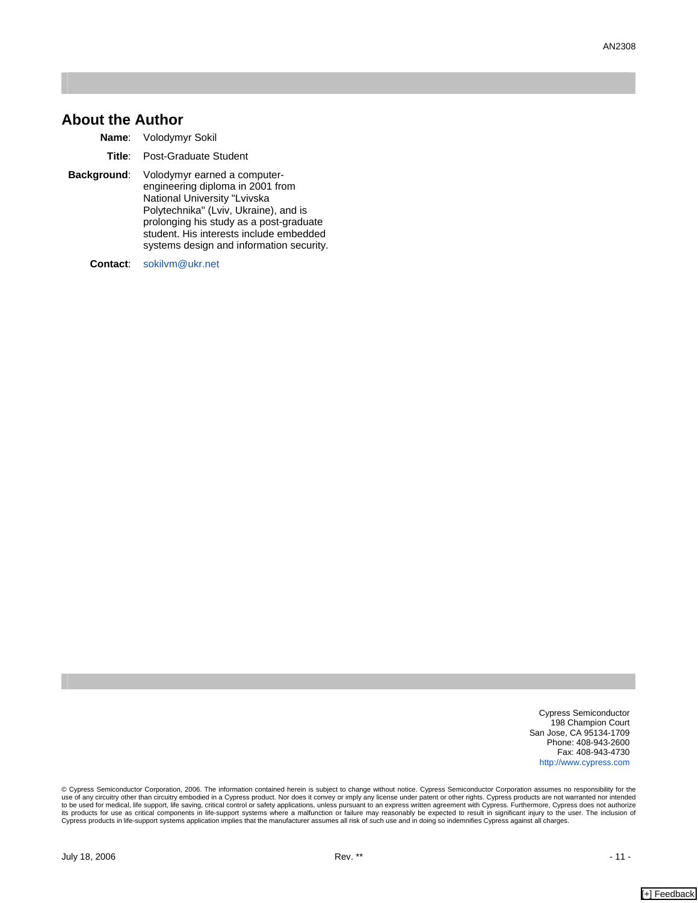## About the Author

**Name**: Volodymyr Sokil

**Title**: Post-Graduate Student

**Background**: Volodymyr earned a computer-engineering diploma in 2001 from National University "Lvivska Polytechnika" (Lviv, Ukraine), and is prolonging his study as a post-graduate student. His interests include embedded systems design and information security.

**Contact**: sokilvm@ukr.net

Cypress Semiconductor
198 Champion Court
San Jose, CA 95134-1709
Phone: 408-943-2600
Fax: 408-943-4730
http://www.cypress.com

© Cypress Semiconductor Corporation, 2006. The information contained herein is subject to change without notice. Cypress Semiconductor Corporation assumes no responsibility for the use of any circuitry other than circuitry embodied in a Cypress product. Nor does it convey or imply any license under patent or other rights. Cypress products are not warranted nor intended to be used for medical, life support, life saving, critical control or safety applications, unless pursuant to an express written agreement with Cypress. Furthermore, Cypress does not authorize its products for use as critical components in life-support systems where a malfunction or failure may reasonably be expected to result in significant injury to the user. The inclusion of Cypress products in life-support systems application implies that the manufacturer assumes all risk of such use and in doing so indemnifies Cypress against all charges.